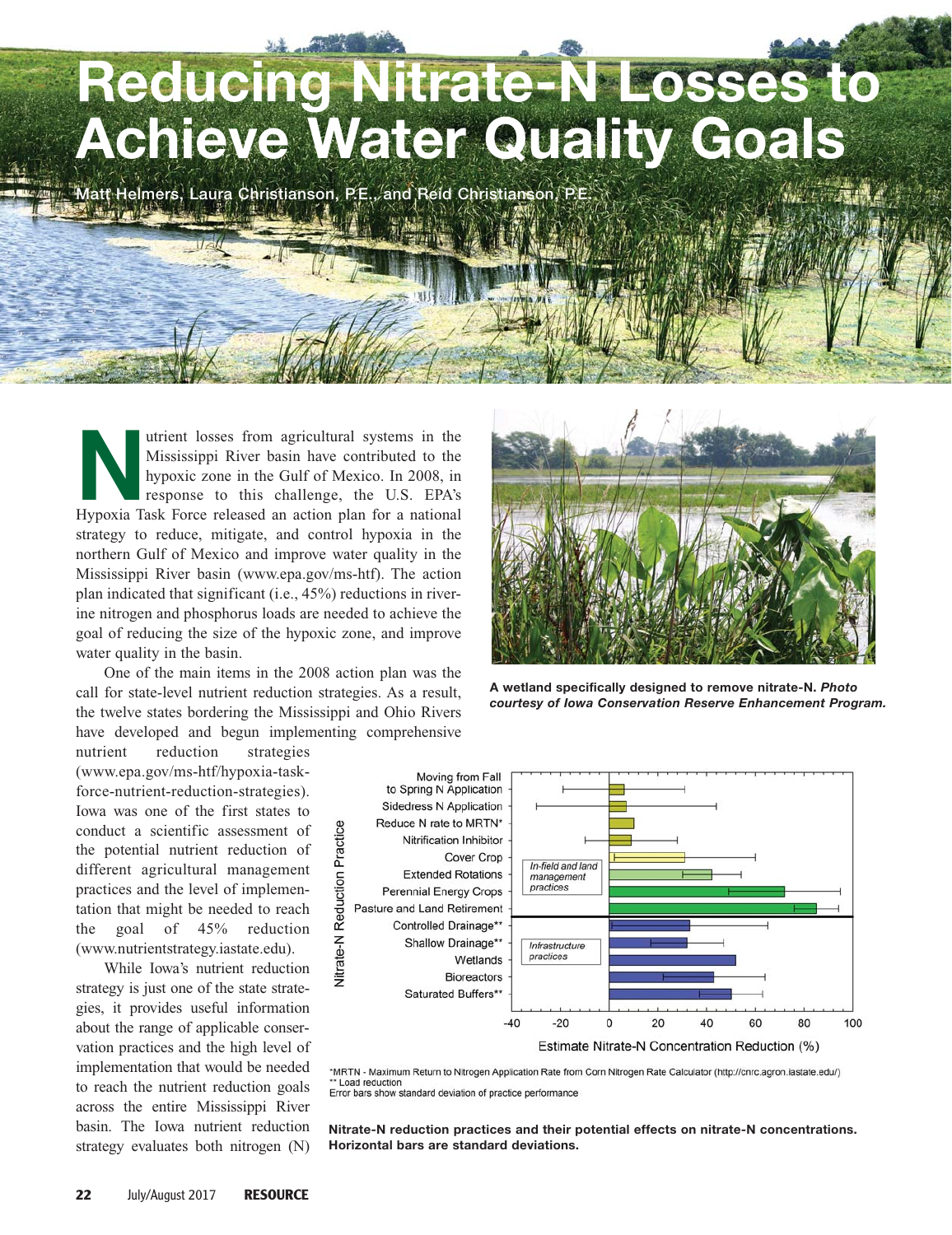# Reducing Nitrate-N Losses to Achieve Water Quality Goals

Matt Helmers, Laura Christianson, P.E., and Reid Christianson, P.E.

Nutrient losses from agricultural systems in the Mississippi River basin have contributed to the hypoxic zone in the Gulf of Mexico. In 2008, in response to this challenge, the U.S. EPA's Hypoxia Task Force released an action plan for a national strategy to reduce, mitigate, and control hypoxia in the northern Gulf of Mexico and improve water quality in the Mississippi River basin (www.epa.gov/ms-htf). The action plan indicated that significant (i.e., 45%) reductions in riverine nitrogen and phosphorus loads are needed to achieve the goal of reducing the size of the hypoxic zone, and improve water quality in the basin.

One of the main items in the 2008 action plan was the call for state-level nutrient reduction strategies. As a result, the twelve states bordering the Mississippi and Ohio Rivers have developed and begun implementing comprehensive nutrient reduction strategies (www.epa.gov/ms-htf/hypoxia-task-force-nutrient-reduction-strategies). Iowa was one of the first states to conduct a scientific assessment of the potential nutrient reduction of different agricultural management practices and the level of implementation that might be needed to reach the goal of 45% reduction (www.nutrientstrategy.iastate.edu).

While Iowa's nutrient reduction strategy is just one of the state strategies, it provides useful information about the range of applicable conservation practices and the high level of implementation that would be needed to reach the nutrient reduction goals across the entire Mississippi River basin. The Iowa nutrient reduction strategy evaluates both nitrogen (N)

**A wetland specifically designed to remove nitrate-N.** ***Photo courtesy of Iowa Conservation Reserve Enhancement Program.***

*MRTN - Maximum Return to Nitrogen Application Rate from Corn Nitrogen Rate Calculator (http://cnrc.agron.iastate.edu/)
** Load reduction
Error bars show standard deviation of practice performance

**Nitrate-N reduction practices and their potential effects on nitrate-N concentrations. Horizontal bars are standard deviations.**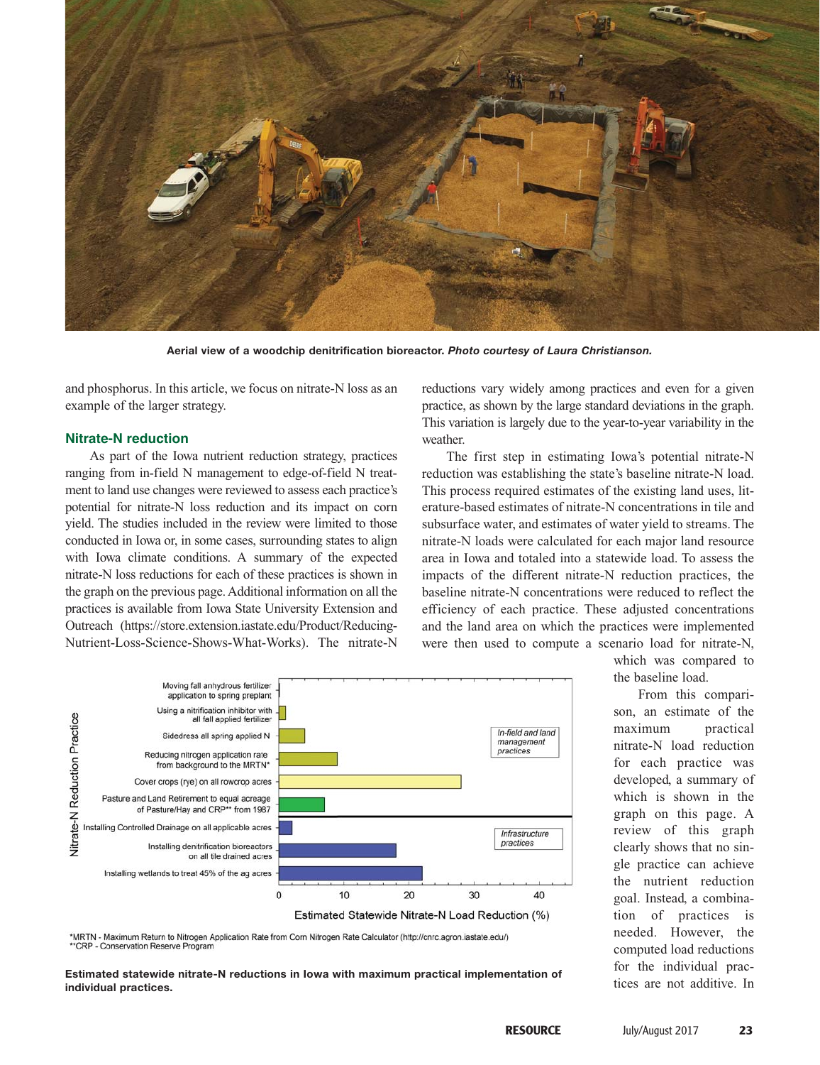Aerial view of a woodchip denitrification bioreactor. *Photo courtesy of Laura Christianson.*

and phosphorus. In this article, we focus on nitrate-N loss as an example of the larger strategy.

### Nitrate-N reduction

As part of the Iowa nutrient reduction strategy, practices ranging from in-field N management to edge-of-field N treatment to land use changes were reviewed to assess each practice's potential for nitrate-N loss reduction and its impact on corn yield. The studies included in the review were limited to those conducted in Iowa or, in some cases, surrounding states to align with Iowa climate conditions. A summary of the expected nitrate-N loss reductions for each of these practices is shown in the graph on the previous page. Additional information on all the practices is available from Iowa State University Extension and Outreach (https://store.extension.iastate.edu/Product/Reducing-Nutrient-Loss-Science-Shows-What-Works). The nitrate-N reductions vary widely among practices and even for a given practice, as shown by the large standard deviations in the graph. This variation is largely due to the year-to-year variability in the weather.

The first step in estimating Iowa's potential nitrate-N reduction was establishing the state's baseline nitrate-N load. This process required estimates of the existing land uses, literature-based estimates of nitrate-N concentrations in tile and subsurface water, and estimates of water yield to streams. The nitrate-N loads were calculated for each major land resource area in Iowa and totaled into a statewide load. To assess the impacts of the different nitrate-N reduction practices, the baseline nitrate-N concentrations were reduced to reflect the efficiency of each practice. These adjusted concentrations and the land area on which the practices were implemented were then used to compute a scenario load for nitrate-N, which was compared to the baseline load.

From this comparison, an estimate of the maximum practical nitrate-N load reduction for each practice was developed, a summary of which is shown in the graph on this page. A review of this graph clearly shows that no single practice can achieve the nutrient reduction goal. Instead, a combination of practices is needed. However, the computed load reductions for the individual practices are not additive. In

*MRTN - Maximum Return to Nitrogen Application Rate from Corn Nitrogen Rate Calculator (http://cnrc.agron.iastate.edu/)
**CRP - Conservation Reserve Program

**Estimated statewide nitrate-N reductions in Iowa with maximum practical implementation of individual practices.**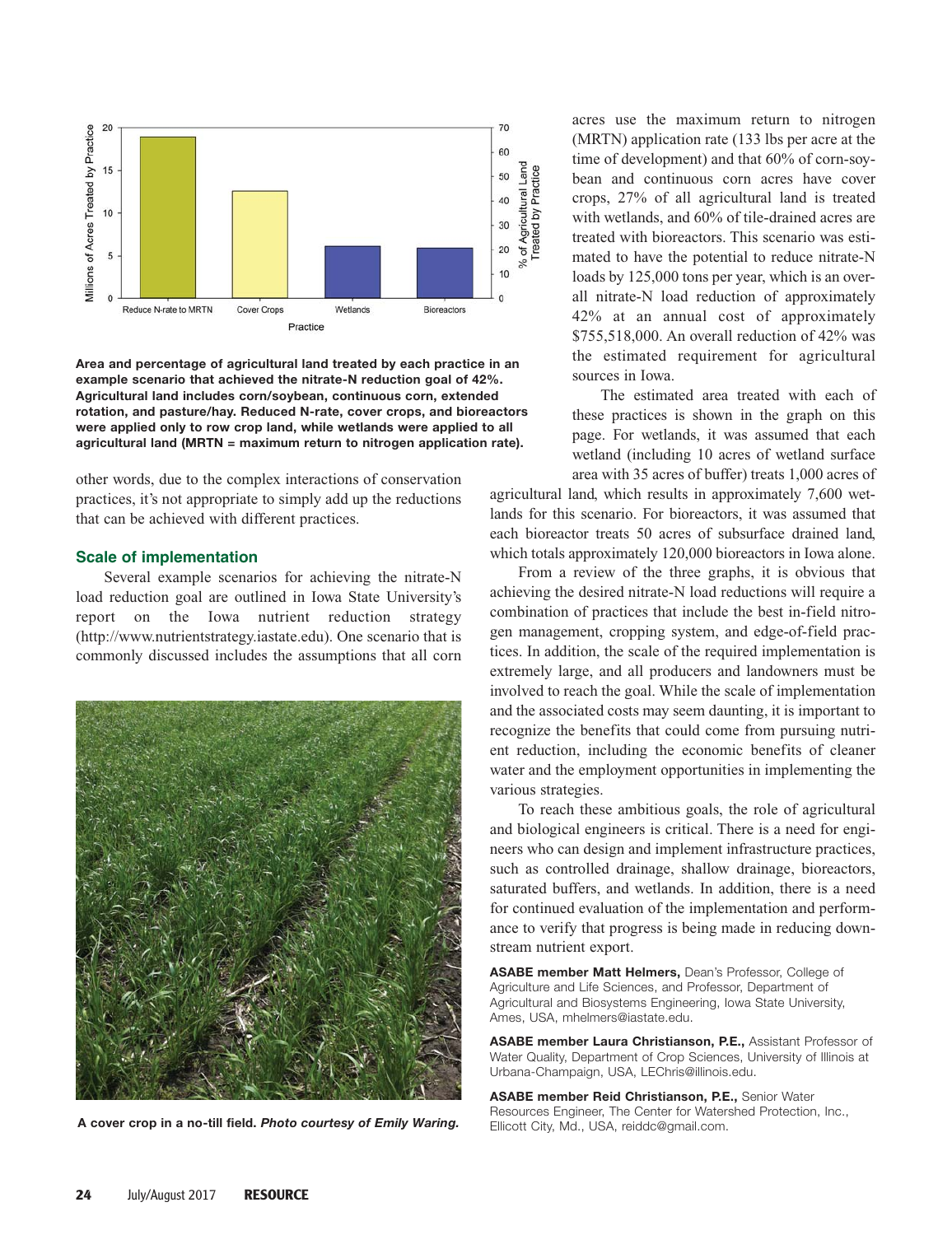Millions of Acres Treated by Practice

20

15

10

5

0

% of Agricultural Land Treated by Practice

70

60

50

40

30

20

10

0

Reduce N-rate to MRTN

Cover Crops

Wetlands

Bioreactors

Practice

**Area and percentage of agricultural land treated by each practice in an example scenario that achieved the nitrate-N reduction goal of 42%. Agricultural land includes corn/soybean, continuous corn, extended rotation, and pasture/hay. Reduced N-rate, cover crops, and bioreactors were applied only to row crop land, while wetlands were applied to all agricultural land (MRTN = maximum return to nitrogen application rate).**

other words, due to the complex interactions of conservation practices, it's not appropriate to simply add up the reductions that can be achieved with different practices.

## Scale of implementation

Several example scenarios for achieving the nitrate-N load reduction goal are outlined in Iowa State University's report on the Iowa nutrient reduction strategy (http://www.nutrientstrategy.iastate.edu). One scenario that is commonly discussed includes the assumptions that all corn acres use the maximum return to nitrogen (MRTN) application rate (133 lbs per acre at the time of development) and that 60% of corn-soybean and continuous corn acres have cover crops, 27% of all agricultural land is treated with wetlands, and 60% of tile-drained acres are treated with bioreactors. This scenario was estimated to have the potential to reduce nitrate-N loads by 125,000 tons per year, which is an overall nitrate-N load reduction of approximately 42% at an annual cost of approximately \$755,518,000. An overall reduction of 42% was the estimated requirement for agricultural sources in Iowa.

The estimated area treated with each of these practices is shown in the graph on this page. For wetlands, it was assumed that each wetland (including 10 acres of wetland surface area with 35 acres of buffer) treats 1,000 acres of agricultural land, which results in approximately 7,600 wetlands for this scenario. For bioreactors, it was assumed that each bioreactor treats 50 acres of subsurface drained land, which totals approximately 120,000 bioreactors in Iowa alone.

From a review of the three graphs, it is obvious that achieving the desired nitrate-N load reductions will require a combination of practices that include the best in-field nitrogen management, cropping system, and edge-of-field practices. In addition, the scale of the required implementation is extremely large, and all producers and landowners must be involved to reach the goal. While the scale of implementation and the associated costs may seem daunting, it is important to recognize the benefits that could come from pursuing nutrient reduction, including the economic benefits of cleaner water and the employment opportunities in implementing the various strategies.

To reach these ambitious goals, the role of agricultural and biological engineers is critical. There is a need for engineers who can design and implement infrastructure practices, such as controlled drainage, shallow drainage, bioreactors, saturated buffers, and wetlands. In addition, there is a need for continued evaluation of the implementation and performance to verify that progress is being made in reducing downstream nutrient export.

**A cover crop in a no-till field.** ***Photo courtesy of Emily Waring.***

**ASABE member Matt Helmers,** Dean's Professor, College of Agriculture and Life Sciences, and Professor, Department of Agricultural and Biosystems Engineering, Iowa State University, Ames, USA, mhelmers@iastate.edu.

**ASABE member Laura Christianson, P.E.,** Assistant Professor of Water Quality, Department of Crop Sciences, University of Illinois at Urbana-Champaign, USA, LEChris@illinois.edu.

**ASABE member Reid Christianson, P.E.,** Senior Water Resources Engineer, The Center for Watershed Protection, Inc., Ellicott City, Md., USA, reiddc@gmail.com.